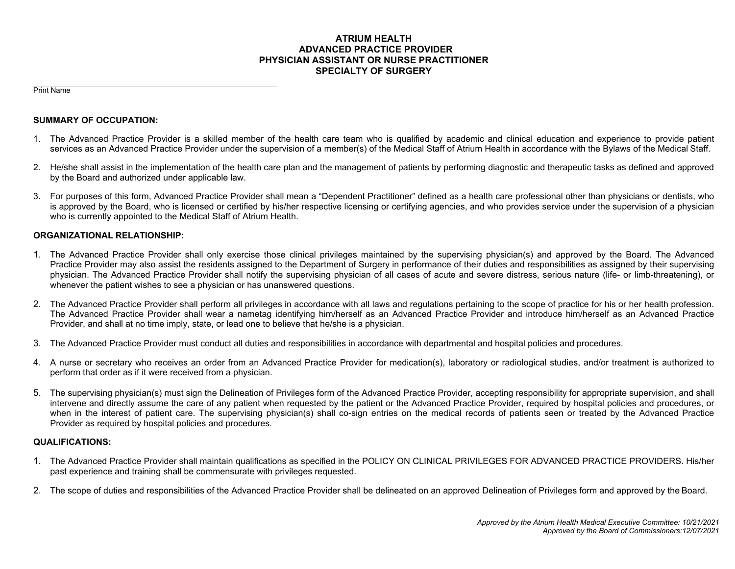# ATRIUM HEALTH
# ADVANCED PRACTICE PROVIDER
# PHYSICIAN ASSISTANT OR NURSE PRACTITIONER
# SPECIALTY OF SURGERY

______________________________________________
Print Name

**SUMMARY OF OCCUPATION:**

1. The Advanced Practice Provider is a skilled member of the health care team who is qualified by academic and clinical education and experience to provide patient services as an Advanced Practice Provider under the supervision of a member(s) of the Medical Staff of Atrium Health in accordance with the Bylaws of the Medical Staff.

2. He/she shall assist in the implementation of the health care plan and the management of patients by performing diagnostic and therapeutic tasks as defined and approved by the Board and authorized under applicable law.

3. For purposes of this form, Advanced Practice Provider shall mean a "Dependent Practitioner" defined as a health care professional other than physicians or dentists, who is approved by the Board, who is licensed or certified by his/her respective licensing or certifying agencies, and who provides service under the supervision of a physician who is currently appointed to the Medical Staff of Atrium Health.

**ORGANIZATIONAL RELATIONSHIP:**

1. The Advanced Practice Provider shall only exercise those clinical privileges maintained by the supervising physician(s) and approved by the Board. The Advanced Practice Provider may also assist the residents assigned to the Department of Surgery in performance of their duties and responsibilities as assigned by their supervising physician. The Advanced Practice Provider shall notify the supervising physician of all cases of acute and severe distress, serious nature (life- or limb-threatening), or whenever the patient wishes to see a physician or has unanswered questions.

2. The Advanced Practice Provider shall perform all privileges in accordance with all laws and regulations pertaining to the scope of practice for his or her health profession. The Advanced Practice Provider shall wear a nametag identifying him/herself as an Advanced Practice Provider and introduce him/herself as an Advanced Practice Provider, and shall at no time imply, state, or lead one to believe that he/she is a physician.

3. The Advanced Practice Provider must conduct all duties and responsibilities in accordance with departmental and hospital policies and procedures.

4. A nurse or secretary who receives an order from an Advanced Practice Provider for medication(s), laboratory or radiological studies, and/or treatment is authorized to perform that order as if it were received from a physician.

5. The supervising physician(s) must sign the Delineation of Privileges form of the Advanced Practice Provider, accepting responsibility for appropriate supervision, and shall intervene and directly assume the care of any patient when requested by the patient or the Advanced Practice Provider, required by hospital policies and procedures, or when in the interest of patient care. The supervising physician(s) shall co-sign entries on the medical records of patients seen or treated by the Advanced Practice Provider as required by hospital policies and procedures.

**QUALIFICATIONS:**

1. The Advanced Practice Provider shall maintain qualifications as specified in the POLICY ON CLINICAL PRIVILEGES FOR ADVANCED PRACTICE PROVIDERS. His/her past experience and training shall be commensurate with privileges requested.

2. The scope of duties and responsibilities of the Advanced Practice Provider shall be delineated on an approved Delineation of Privileges form and approved by the Board.

*Approved by the Atrium Health Medical Executive Committee: 10/21/2021*
*Approved by the Board of Commissioners:12/07/2021*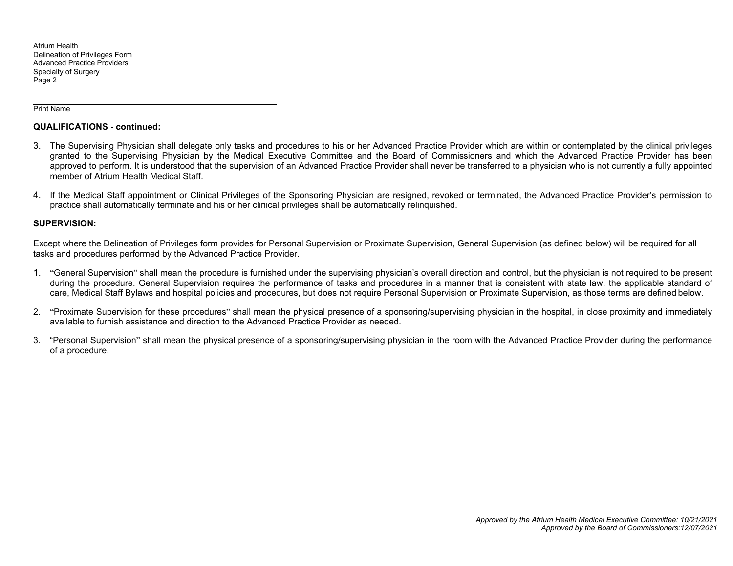______________________________________________
Print Name

**QUALIFICATIONS - continued:**

3. The Supervising Physician shall delegate only tasks and procedures to his or her Advanced Practice Provider which are within or contemplated by the clinical privileges granted to the Supervising Physician by the Medical Executive Committee and the Board of Commissioners and which the Advanced Practice Provider has been approved to perform. It is understood that the supervision of an Advanced Practice Provider shall never be transferred to a physician who is not currently a fully appointed member of Atrium Health Medical Staff.

4. If the Medical Staff appointment or Clinical Privileges of the Sponsoring Physician are resigned, revoked or terminated, the Advanced Practice Provider's permission to practice shall automatically terminate and his or her clinical privileges shall be automatically relinquished.

**SUPERVISION:**

Except where the Delineation of Privileges form provides for Personal Supervision or Proximate Supervision, General Supervision (as defined below) will be required for all tasks and procedures performed by the Advanced Practice Provider.

1. "General Supervision" shall mean the procedure is furnished under the supervising physician's overall direction and control, but the physician is not required to be present during the procedure. General Supervision requires the performance of tasks and procedures in a manner that is consistent with state law, the applicable standard of care, Medical Staff Bylaws and hospital policies and procedures, but does not require Personal Supervision or Proximate Supervision, as those terms are defined below.

2. "Proximate Supervision for these procedures" shall mean the physical presence of a sponsoring/supervising physician in the hospital, in close proximity and immediately available to furnish assistance and direction to the Advanced Practice Provider as needed.

3. "Personal Supervision" shall mean the physical presence of a sponsoring/supervising physician in the room with the Advanced Practice Provider during the performance of a procedure.

*Approved by the Atrium Health Medical Executive Committee: 10/21/2021*
*Approved by the Board of Commissioners:12/07/2021*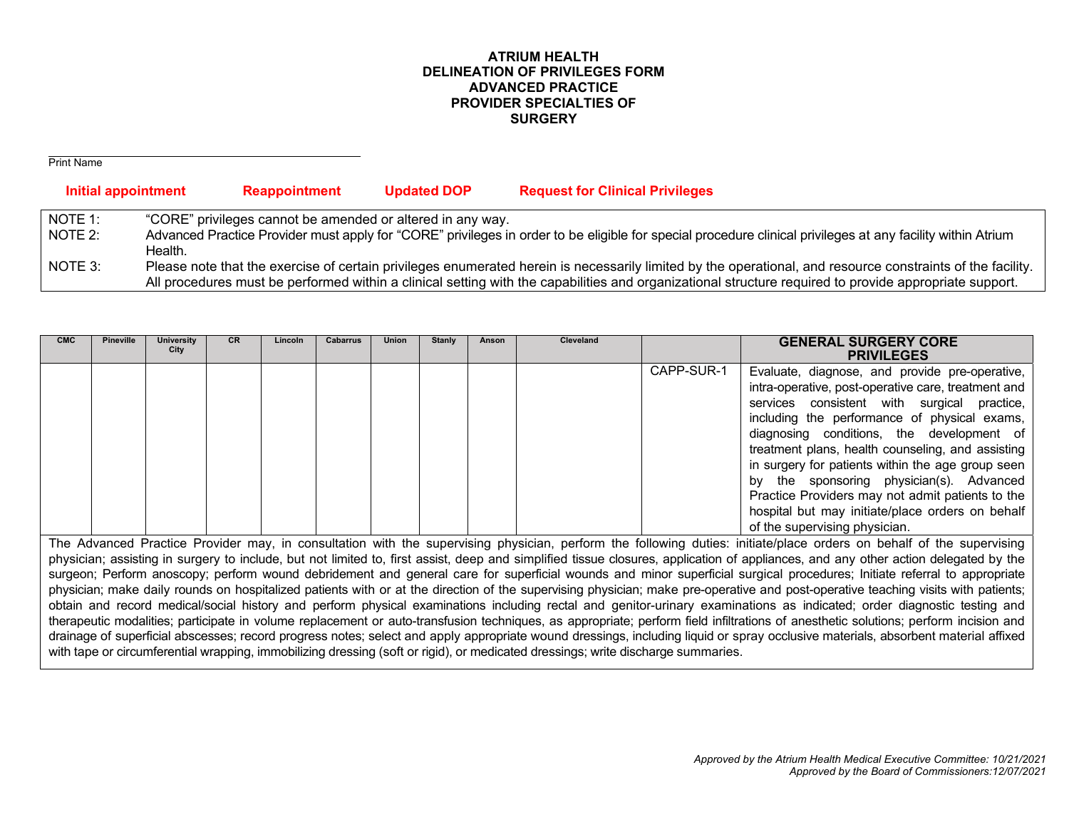**ATRIUM HEALTH**
**DELINEATION OF PRIVILEGES FORM**
**ADVANCED PRACTICE**
**PROVIDER SPECIALTIES OF**
**SURGERY**

Print Name

**Initial appointment** **Reappointment** **Updated DOP** **Request for Clinical Privileges**

| | |
|---|---|
| NOTE 1: | "CORE" privileges cannot be amended or altered in any way. |
| NOTE 2: | Advanced Practice Provider must apply for "CORE" privileges in order to be eligible for special procedure clinical privileges at any facility within Atrium Health. |
| NOTE 3: | Please note that the exercise of certain privileges enumerated herein is necessarily limited by the operational, and resource constraints of the facility. All procedures must be performed within a clinical setting with the capabilities and organizational structure required to provide appropriate support. |

| CMC | Pineville | University City | CR | Lincoln | Cabarrus | Union | Stanly | Anson | Cleveland | | GENERAL SURGERY CORE PRIVILEGES |
|---|---|---|---|---|---|---|---|---|---|---|---|
| | | | | | | | | | | CAPP-SUR-1 | Evaluate, diagnose, and provide pre-operative, intra-operative, post-operative care, treatment and services consistent with surgical practice, including the performance of physical exams, diagnosing conditions, the development of treatment plans, health counseling, and assisting in surgery for patients within the age group seen by the sponsoring physician(s). Advanced Practice Providers may not admit patients to the hospital but may initiate/place orders on behalf of the supervising physician. |

The Advanced Practice Provider may, in consultation with the supervising physician, perform the following duties: initiate/place orders on behalf of the supervising physician; assisting in surgery to include, but not limited to, first assist, deep and simplified tissue closures, application of appliances, and any other action delegated by the surgeon; Perform anoscopy; perform wound debridement and general care for superficial wounds and minor superficial surgical procedures; Initiate referral to appropriate physician; make daily rounds on hospitalized patients with or at the direction of the supervising physician; make pre-operative and post-operative teaching visits with patients; obtain and record medical/social history and perform physical examinations including rectal and genitor-urinary examinations as indicated; order diagnostic testing and therapeutic modalities; participate in volume replacement or auto-transfusion techniques, as appropriate; perform field infiltrations of anesthetic solutions; perform incision and drainage of superficial abscesses; record progress notes; select and apply appropriate wound dressings, including liquid or spray occlusive materials, absorbent material affixed with tape or circumferential wrapping, immobilizing dressing (soft or rigid), or medicated dressings; write discharge summaries.

*Approved by the Atrium Health Medical Executive Committee: 10/21/2021*
*Approved by the Board of Commissioners:12/07/2021*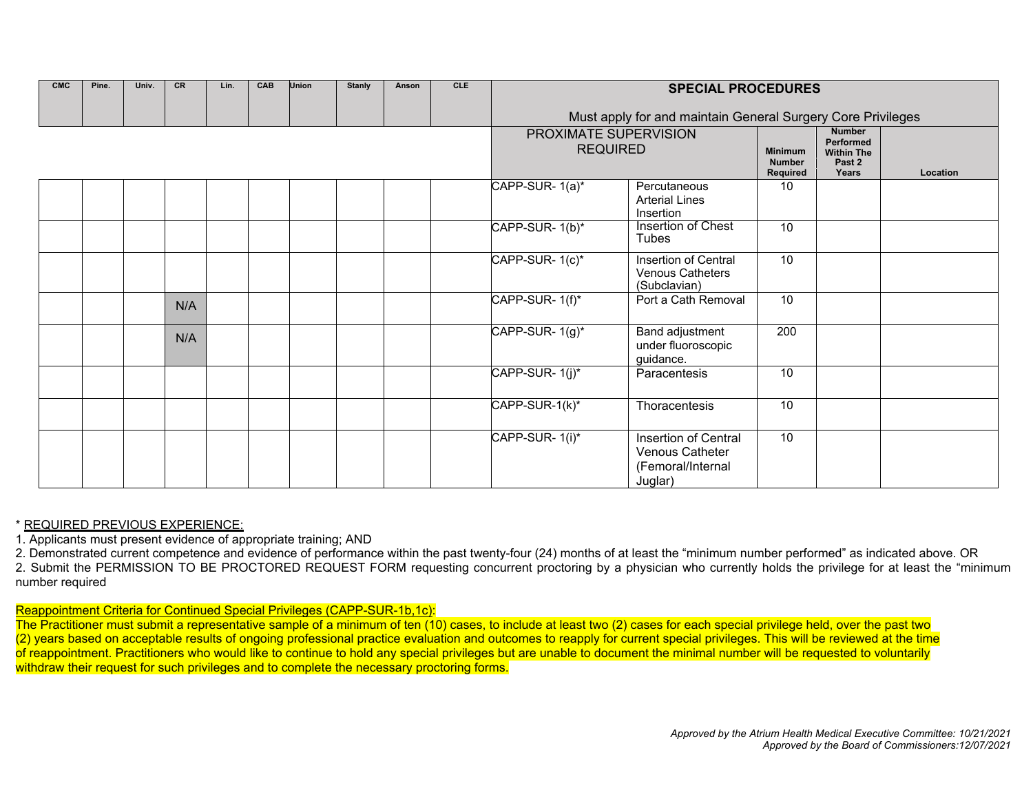| CMC | Pine. | Univ. | CR | Lin. | CAB | Union | Stanly | Anson | CLE | SPECIAL PROCEDURES<br><br>Must apply for and maintain General Surgery Core Privileges | | | | |
|---|---|---|---|---|---|---|---|---|---|---|---|---|---|---|
| | | | | | | | | | | PROXIMATE SUPERVISION REQUIRED | | Minimum Number Required | Number Performed Within The Past 2 Years | Location |
| | | | | | | | | | | CAPP-SUR- 1(a)* | Percutaneous Arterial Lines Insertion | 10 | | |
| | | | | | | | | | | CAPP-SUR- 1(b)* | Insertion of Chest Tubes | 10 | | |
| | | | | | | | | | | CAPP-SUR- 1(c)* | Insertion of Central Venous Catheters (Subclavian) | 10 | | |
| | | | N/A | | | | | | | CAPP-SUR- 1(f)* | Port a Cath Removal | 10 | | |
| | | | N/A | | | | | | | CAPP-SUR- 1(g)* | Band adjustment under fluoroscopic guidance. | 200 | | |
| | | | | | | | | | | CAPP-SUR- 1(j)* | Paracentesis | 10 | | |
| | | | | | | | | | | CAPP-SUR-1(k)* | Thoracentesis | 10 | | |
| | | | | | | | | | | CAPP-SUR- 1(i)* | Insertion of Central Venous Catheter (Femoral/Internal Juglar) | 10 | | |

\* REQUIRED PREVIOUS EXPERIENCE:

1. Applicants must present evidence of appropriate training; AND
2. Demonstrated current competence and evidence of performance within the past twenty-four (24) months of at least the "minimum number performed" as indicated above. OR
2. Submit the PERMISSION TO BE PROCTORED REQUEST FORM requesting concurrent proctoring by a physician who currently holds the privilege for at least the "minimum number required

Reappointment Criteria for Continued Special Privileges (CAPP-SUR-1b,1c):

The Practitioner must submit a representative sample of a minimum of ten (10) cases, to include at least two (2) cases for each special privilege held, over the past two (2) years based on acceptable results of ongoing professional practice evaluation and outcomes to reapply for current special privileges. This will be reviewed at the time of reappointment. Practitioners who would like to continue to hold any special privileges but are unable to document the minimal number will be requested to voluntarily withdraw their request for such privileges and to complete the necessary proctoring forms.

*Approved by the Atrium Health Medical Executive Committee: 10/21/2021*
*Approved by the Board of Commissioners:12/07/2021*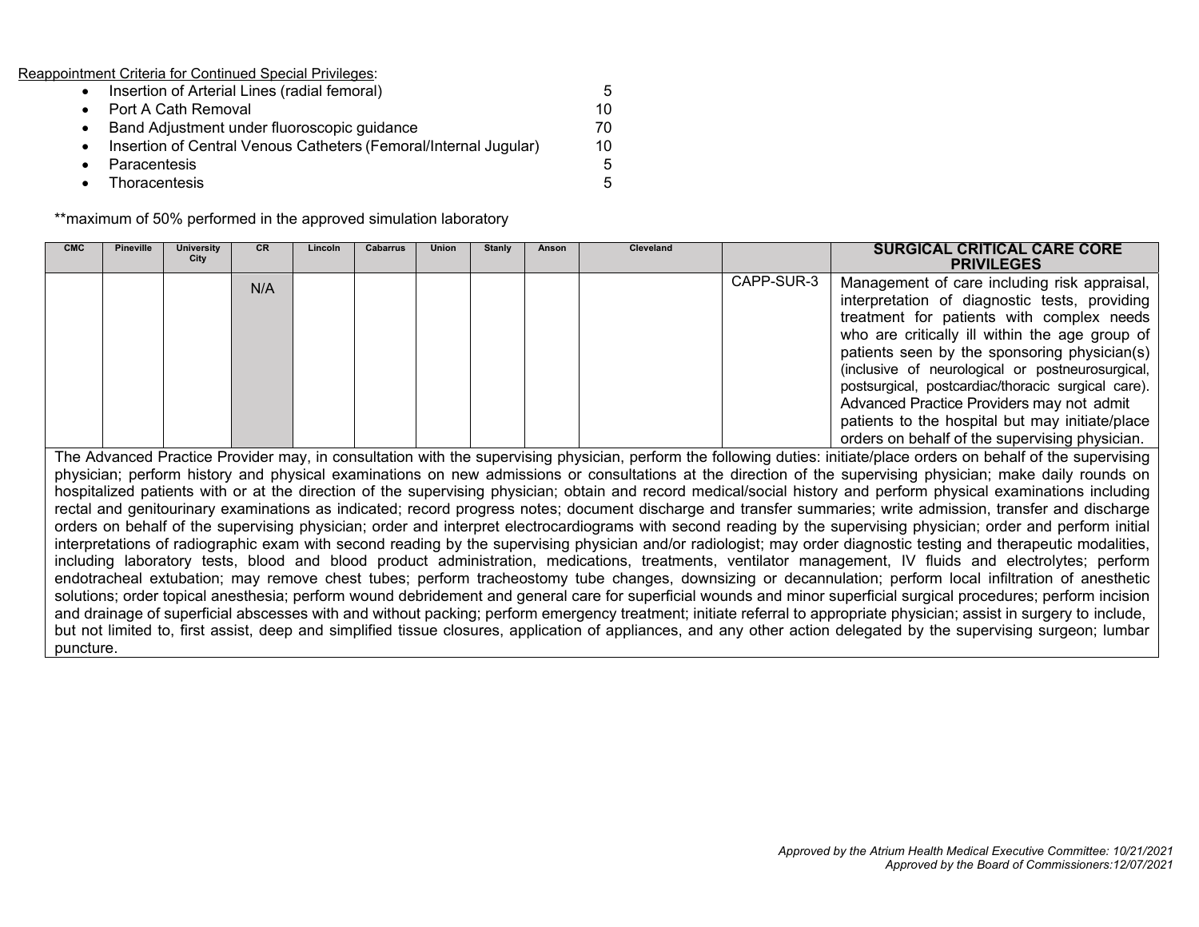Reappointment Criteria for Continued Special Privileges:

- Insertion of Arterial Lines (radial femoral) 5
- Port A Cath Removal 10
- Band Adjustment under fluoroscopic guidance 70
- Insertion of Central Venous Catheters (Femoral/Internal Jugular) 10
- Paracentesis 5
- Thoracentesis 5

**maximum of 50% performed in the approved simulation laboratory

| CMC | Pineville | University City | CR | Lincoln | Cabarrus | Union | Stanly | Anson | Cleveland | | **SURGICAL CRITICAL CARE CORE PRIVILEGES** |
|---|---|---|---|---|---|---|---|---|---|---|---|
| | | | N/A | | | | | | | CAPP-SUR-3 | Management of care including risk appraisal, interpretation of diagnostic tests, providing treatment for patients with complex needs who are critically ill within the age group of patients seen by the sponsoring physician(s) (inclusive of neurological or postneurosurgical, postsurgical, postcardiac/thoracic surgical care). Advanced Practice Providers may not admit patients to the hospital but may initiate/place orders on behalf of the supervising physician. |
| The Advanced Practice Provider may, in consultation with the supervising physician, perform the following duties: initiate/place orders on behalf of the supervising physician; perform history and physical examinations on new admissions or consultations at the direction of the supervising physician; make daily rounds on hospitalized patients with or at the direction of the supervising physician; obtain and record medical/social history and perform physical examinations including rectal and genitourinary examinations as indicated; record progress notes; document discharge and transfer summaries; write admission, transfer and discharge orders on behalf of the supervising physician; order and interpret electrocardiograms with second reading by the supervising physician; order and perform initial interpretations of radiographic exam with second reading by the supervising physician and/or radiologist; may order diagnostic testing and therapeutic modalities, including laboratory tests, blood and blood product administration, medications, treatments, ventilator management, IV fluids and electrolytes; perform endotracheal extubation; may remove chest tubes; perform tracheostomy tube changes, downsizing or decannulation; perform local infiltration of anesthetic solutions; order topical anesthesia; perform wound debridement and general care for superficial wounds and minor superficial surgical procedures; perform incision and drainage of superficial abscesses with and without packing; perform emergency treatment; initiate referral to appropriate physician; assist in surgery to include, but not limited to, first assist, deep and simplified tissue closures, application of appliances, and any other action delegated by the supervising surgeon; lumbar puncture. | | | | | | | | | | | |

*Approved by the Atrium Health Medical Executive Committee: 10/21/2021*
*Approved by the Board of Commissioners:12/07/2021*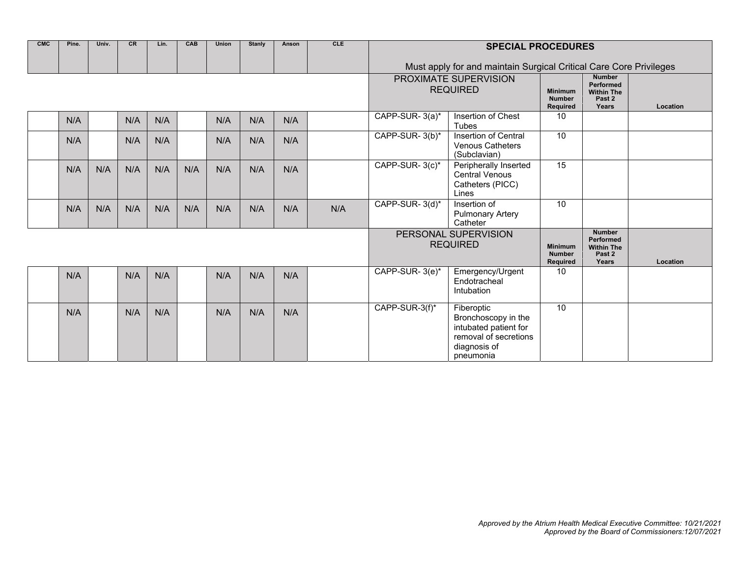| CMC | Pine. | Univ. | CR | Lin. | CAB | Union | Stanly | Anson | CLE | SPECIAL PROCEDURES<br><br>Must apply for and maintain Surgical Critical Care Core Privileges | | | | |
|---|---|---|---|---|---|---|---|---|---|---|---|---|---|---|
| | | | | | | | | | | PROXIMATE SUPERVISION REQUIRED | | Minimum Number Required | Number Performed Within The Past 2 Years | Location |
| | N/A | | N/A | N/A | | N/A | N/A | N/A | | CAPP-SUR- 3(a)* | Insertion of Chest Tubes | 10 | | |
| | N/A | | N/A | N/A | | N/A | N/A | N/A | | CAPP-SUR- 3(b)* | Insertion of Central Venous Catheters (Subclavian) | 10 | | |
| | N/A | N/A | N/A | N/A | N/A | N/A | N/A | N/A | | CAPP-SUR- 3(c)* | Peripherally Inserted Central Venous Catheters (PICC) Lines | 15 | | |
| | N/A | N/A | N/A | N/A | N/A | N/A | N/A | N/A | N/A | CAPP-SUR- 3(d)* | Insertion of Pulmonary Artery Catheter | 10 | | |
| | | | | | | | | | | PERSONAL SUPERVISION REQUIRED | | Minimum Number Required | Number Performed Within The Past 2 Years | Location |
| | N/A | | N/A | N/A | | N/A | N/A | N/A | | CAPP-SUR- 3(e)* | Emergency/Urgent Endotracheal Intubation | 10 | | |
| | N/A | | N/A | N/A | | N/A | N/A | N/A | | CAPP-SUR-3(f)* | Fiberoptic Bronchoscopy in the intubated patient for removal of secretions diagnosis of pneumonia | 10 | | |

*Approved by the Atrium Health Medical Executive Committee: 10/21/2021*
*Approved by the Board of Commissioners:12/07/2021*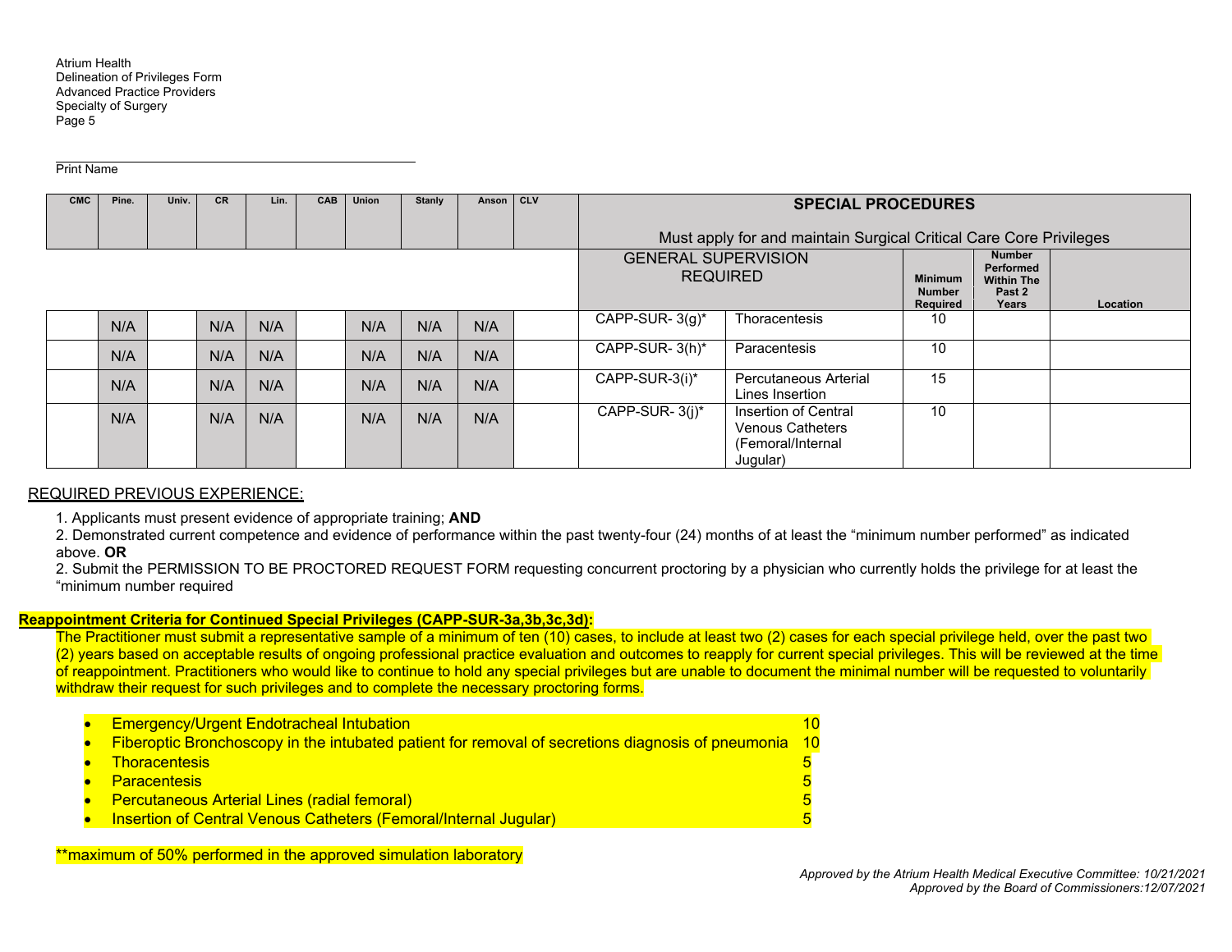Print Name

| CMC | Pine. | Univ. | CR | Lin. | CAB | Union | Stanly | Anson | CLV | SPECIAL PROCEDURES<br><br>Must apply for and maintain Surgical Critical Care Core Privileges | | | | |
|---|---|---|---|---|---|---|---|---|---|---|---|---|---|---|
| | | | | | | | | | | GENERAL SUPERVISION REQUIRED | | Minimum Number Required | Number Performed Within The Past 2 Years | Location |
| | N/A | | N/A | N/A | | N/A | N/A | N/A | | CAPP-SUR- 3(g)* | Thoracentesis | 10 | | |
| | N/A | | N/A | N/A | | N/A | N/A | N/A | | CAPP-SUR- 3(h)* | Paracentesis | 10 | | |
| | N/A | | N/A | N/A | | N/A | N/A | N/A | | CAPP-SUR-3(i)* | Percutaneous Arterial Lines Insertion | 15 | | |
| | N/A | | N/A | N/A | | N/A | N/A | N/A | | CAPP-SUR- 3(j)* | Insertion of Central Venous Catheters (Femoral/Internal Jugular) | 10 | | |

REQUIRED PREVIOUS EXPERIENCE:

1. Applicants must present evidence of appropriate training; **AND**
2. Demonstrated current competence and evidence of performance within the past twenty-four (24) months of at least the "minimum number performed" as indicated above. **OR**
2. Submit the PERMISSION TO BE PROCTORED REQUEST FORM requesting concurrent proctoring by a physician who currently holds the privilege for at least the "minimum number required

**Reappointment Criteria for Continued Special Privileges (CAPP-SUR-3a,3b,3c,3d):**

The Practitioner must submit a representative sample of a minimum of ten (10) cases, to include at least two (2) cases for each special privilege held, over the past two (2) years based on acceptable results of ongoing professional practice evaluation and outcomes to reapply for current special privileges. This will be reviewed at the time of reappointment. Practitioners who would like to continue to hold any special privileges but are unable to document the minimal number will be requested to voluntarily withdraw their request for such privileges and to complete the necessary proctoring forms.

- Emergency/Urgent Endotracheal Intubation 10
- Fiberoptic Bronchoscopy in the intubated patient for removal of secretions diagnosis of pneumonia 10
- Thoracentesis 5
- Paracentesis 5
- Percutaneous Arterial Lines (radial femoral) 5
- Insertion of Central Venous Catheters (Femoral/Internal Jugular) 5

**maximum of 50% performed in the approved simulation laboratory

*Approved by the Atrium Health Medical Executive Committee: 10/21/2021*
*Approved by the Board of Commissioners:12/07/2021*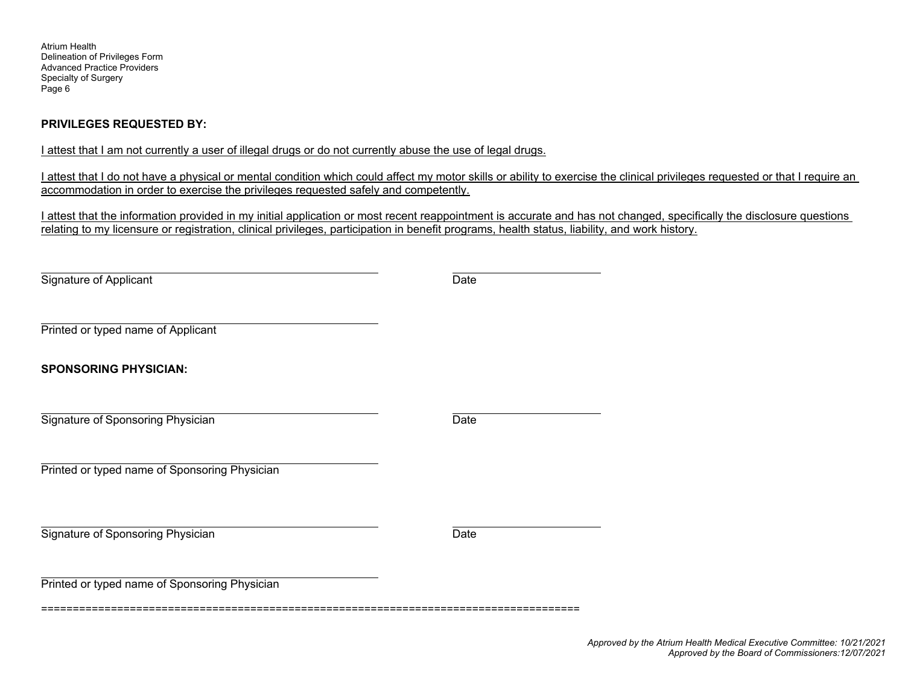**PRIVILEGES REQUESTED BY:**

I attest that I am not currently a user of illegal drugs or do not currently abuse the use of legal drugs.

I attest that I do not have a physical or mental condition which could affect my motor skills or ability to exercise the clinical privileges requested or that I require an accommodation in order to exercise the privileges requested safely and competently.

I attest that the information provided in my initial application or most recent reappointment is accurate and has not changed, specifically the disclosure questions relating to my licensure or registration, clinical privileges, participation in benefit programs, health status, liability, and work history.

\_\_\_\_\_\_\_\_\_\_\_\_\_\_\_\_\_\_\_\_\_\_\_\_\_\_\_\_\_\_\_\_\_\_\_\_\_\_\_\_ \_\_\_\_\_\_\_\_\_\_\_\_\_\_\_\_\_\_\_\_
Signature of Applicant Date

\_\_\_\_\_\_\_\_\_\_\_\_\_\_\_\_\_\_\_\_\_\_\_\_\_\_\_\_\_\_\_\_\_\_\_\_\_\_\_\_
Printed or typed name of Applicant

**SPONSORING PHYSICIAN:**

\_\_\_\_\_\_\_\_\_\_\_\_\_\_\_\_\_\_\_\_\_\_\_\_\_\_\_\_\_\_\_\_\_\_\_\_\_\_\_\_ \_\_\_\_\_\_\_\_\_\_\_\_\_\_\_\_\_\_\_\_
Signature of Sponsoring Physician Date

\_\_\_\_\_\_\_\_\_\_\_\_\_\_\_\_\_\_\_\_\_\_\_\_\_\_\_\_\_\_\_\_\_\_\_\_\_\_\_\_
Printed or typed name of Sponsoring Physician

\_\_\_\_\_\_\_\_\_\_\_\_\_\_\_\_\_\_\_\_\_\_\_\_\_\_\_\_\_\_\_\_\_\_\_\_\_\_\_\_ \_\_\_\_\_\_\_\_\_\_\_\_\_\_\_\_\_\_\_\_
Signature of Sponsoring Physician Date

\_\_\_\_\_\_\_\_\_\_\_\_\_\_\_\_\_\_\_\_\_\_\_\_\_\_\_\_\_\_\_\_\_\_\_\_\_\_\_\_
Printed or typed name of Sponsoring Physician

==================================================================================

*Approved by the Atrium Health Medical Executive Committee: 10/21/2021*
*Approved by the Board of Commissioners:12/07/2021*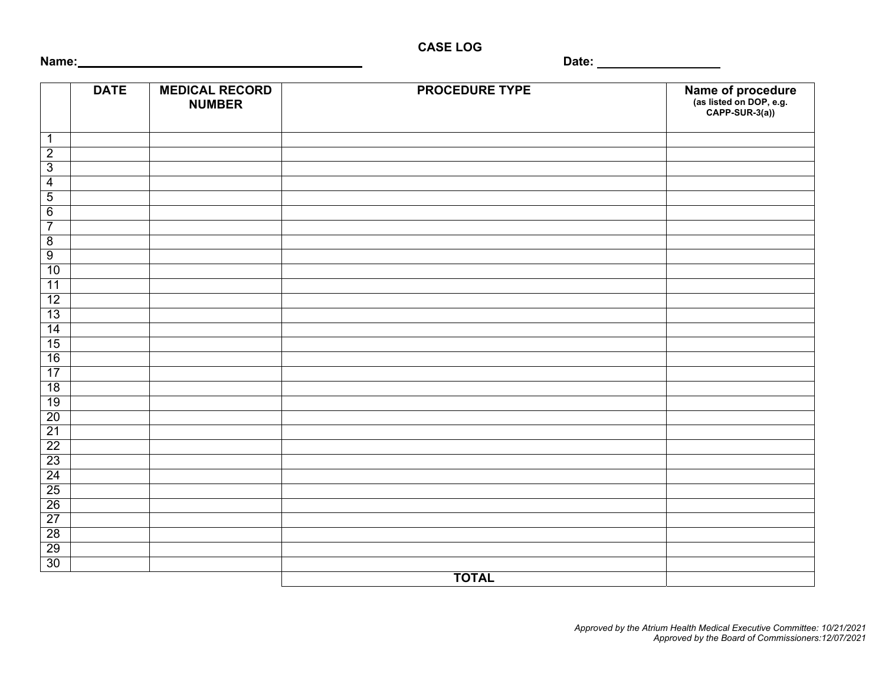# CASE LOG

**Name:** ______________________________ **Date:** ________________

| | DATE | MEDICAL RECORD NUMBER | PROCEDURE TYPE | Name of procedure (as listed on DOP, e.g. CAPP-SUR-3(a)) |
|---|---|---|---|---|
| 1 | | | | |
| 2 | | | | |
| 3 | | | | |
| 4 | | | | |
| 5 | | | | |
| 6 | | | | |
| 7 | | | | |
| 8 | | | | |
| 9 | | | | |
| 10 | | | | |
| 11 | | | | |
| 12 | | | | |
| 13 | | | | |
| 14 | | | | |
| 15 | | | | |
| 16 | | | | |
| 17 | | | | |
| 18 | | | | |
| 19 | | | | |
| 20 | | | | |
| 21 | | | | |
| 22 | | | | |
| 23 | | | | |
| 24 | | | | |
| 25 | | | | |
| 26 | | | | |
| 27 | | | | |
| 28 | | | | |
| 29 | | | | |
| 30 | | | | |
| | | | **TOTAL** | |

*Approved by the Atrium Health Medical Executive Committee: 10/21/2021*
*Approved by the Board of Commissioners:12/07/2021*